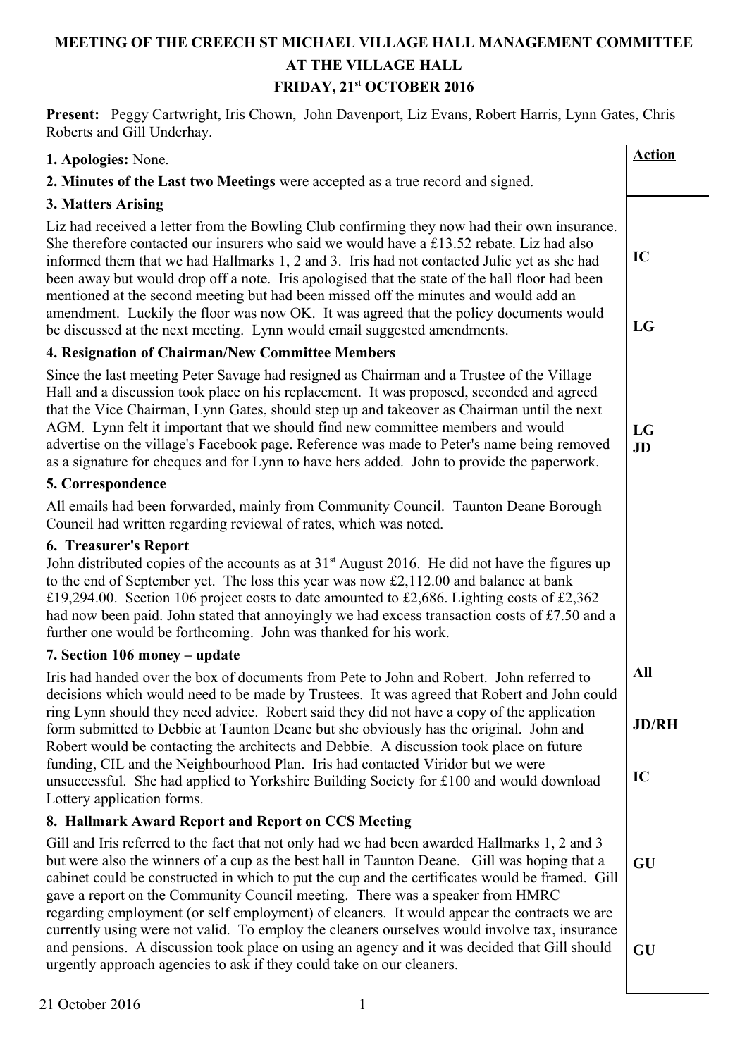# MEETING OF THE CREECH ST MICHAEL VILLAGE HALL MANAGEMENT COMMITTEE AT THE VILLAGE HALL

## FRIDAY, 21st OCTOBER 2016

**Present:** Peggy Cartwright, Iris Chown, John Davenport, Liz Evans, Robert Harris, Lynn Gates, Chris Roberts and Gill Underhay.

| | **Action** |
|---|---|
| **1. Apologies:** None. | |
| **2. Minutes of the Last two Meetings** were accepted as a true record and signed. | |
| **3. Matters Arising** | |
| Liz had received a letter from the Bowling Club confirming they now had their own insurance. She therefore contacted our insurers who said we would have a £13.52 rebate. Liz had also informed them that we had Hallmarks 1, 2 and 3. Iris had not contacted Julie yet as she had been away but would drop off a note. Iris apologised that the state of the hall floor had been mentioned at the second meeting but had been missed off the minutes and would add an amendment. Luckily the floor was now OK. It was agreed that the policy documents would be discussed at the next meeting. Lynn would email suggested amendments. | IC<br>LG |
| **4. Resignation of Chairman/New Committee Members** | |
| Since the last meeting Peter Savage had resigned as Chairman and a Trustee of the Village Hall and a discussion took place on his replacement. It was proposed, seconded and agreed that the Vice Chairman, Lynn Gates, should step up and takeover as Chairman until the next AGM. Lynn felt it important that we should find new committee members and would advertise on the village's Facebook page. Reference was made to Peter's name being removed as a signature for cheques and for Lynn to have hers added. John to provide the paperwork. | LG<br>JD |
| **5. Correspondence** | |
| All emails had been forwarded, mainly from Community Council. Taunton Deane Borough Council had written regarding reviewal of rates, which was noted. | |
| **6. Treasurer's Report** | |
| John distributed copies of the accounts as at 31st August 2016. He did not have the figures up to the end of September yet. The loss this year was now £2,112.00 and balance at bank £19,294.00. Section 106 project costs to date amounted to £2,686. Lighting costs of £2,362 had now been paid. John stated that annoyingly we had excess transaction costs of £7.50 and a further one would be forthcoming. John was thanked for his work. | |
| **7. Section 106 money – update** | |
| Iris had handed over the box of documents from Pete to John and Robert. John referred to decisions which would need to be made by Trustees. It was agreed that Robert and John could ring Lynn should they need advice. Robert said they did not have a copy of the application form submitted to Debbie at Taunton Deane but she obviously has the original. John and Robert would be contacting the architects and Debbie. A discussion took place on future funding, CIL and the Neighbourhood Plan. Iris had contacted Viridor but we were unsuccessful. She had applied to Yorkshire Building Society for £100 and would download Lottery application forms. | All<br>JD/RH<br>IC |
| **8. Hallmark Award Report and Report on CCS Meeting** | |
| Gill and Iris referred to the fact that not only had we had been awarded Hallmarks 1, 2 and 3 but were also the winners of a cup as the best hall in Taunton Deane. Gill was hoping that a cabinet could be constructed in which to put the cup and the certificates would be framed. Gill gave a report on the Community Council meeting. There was a speaker from HMRC regarding employment (or self employment) of cleaners. It would appear the contracts we are currently using were not valid. To employ the cleaners ourselves would involve tax, insurance and pensions. A discussion took place on using an agency and it was decided that Gill should urgently approach agencies to ask if they could take on our cleaners. | GU<br>GU |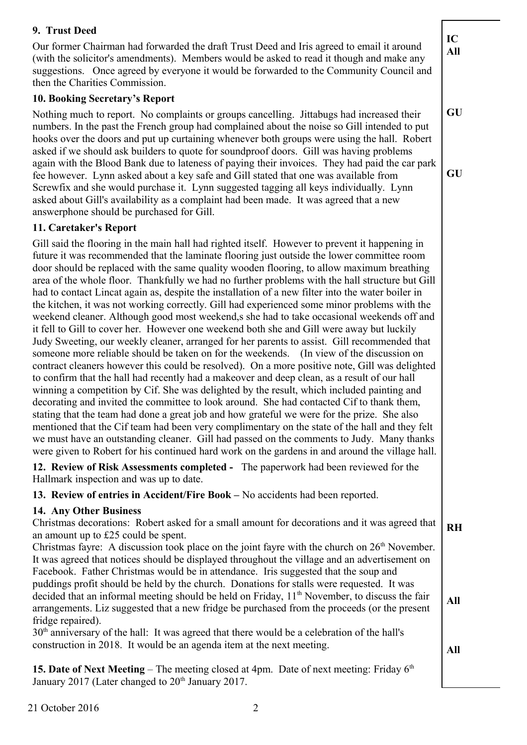## 9. Trust Deed

Our former Chairman had forwarded the draft Trust Deed and Iris agreed to email it around (with the solicitor's amendments). Members would be asked to read it though and make any suggestions. Once agreed by everyone it would be forwarded to the Community Council and then the Charities Commission.

**IC**
**All**

## 10. Booking Secretary's Report

Nothing much to report. No complaints or groups cancelling. Jittabugs had increased their numbers. In the past the French group had complained about the noise so Gill intended to put hooks over the doors and put up curtaining whenever both groups were using the hall. Robert asked if we should ask builders to quote for soundproof doors. Gill was having problems again with the Blood Bank due to lateness of paying their invoices. They had paid the car park fee however. Lynn asked about a key safe and Gill stated that one was available from Screwfix and she would purchase it. Lynn suggested tagging all keys individually. Lynn asked about Gill's availability as a complaint had been made. It was agreed that a new answerphone should be purchased for Gill.

**GU**

**GU**

## 11. Caretaker's Report

Gill said the flooring in the main hall had righted itself. However to prevent it happening in future it was recommended that the laminate flooring just outside the lower committee room door should be replaced with the same quality wooden flooring, to allow maximum breathing area of the whole floor. Thankfully we had no further problems with the hall structure but Gill had to contact Lincat again as, despite the installation of a new filter into the water boiler in the kitchen, it was not working correctly. Gill had experienced some minor problems with the weekend cleaner. Although good most weekend,s she had to take occasional weekends off and it fell to Gill to cover her. However one weekend both she and Gill were away but luckily Judy Sweeting, our weekly cleaner, arranged for her parents to assist. Gill recommended that someone more reliable should be taken on for the weekends. (In view of the discussion on contract cleaners however this could be resolved). On a more positive note, Gill was delighted to confirm that the hall had recently had a makeover and deep clean, as a result of our hall winning a competition by Cif. She was delighted by the result, which included painting and decorating and invited the committee to look around. She had contacted Cif to thank them, stating that the team had done a great job and how grateful we were for the prize. She also mentioned that the Cif team had been very complimentary on the state of the hall and they felt we must have an outstanding cleaner. Gill had passed on the comments to Judy. Many thanks were given to Robert for his continued hard work on the gardens in and around the village hall.

**12. Review of Risk Assessments completed -** The paperwork had been reviewed for the Hallmark inspection and was up to date.

**13. Review of entries in Accident/Fire Book –** No accidents had been reported.

## 14. Any Other Business

Christmas decorations: Robert asked for a small amount for decorations and it was agreed that an amount up to £25 could be spent.

**RH**

Christmas fayre: A discussion took place on the joint fayre with the church on 26th November. It was agreed that notices should be displayed throughout the village and an advertisement on Facebook. Father Christmas would be in attendance. Iris suggested that the soup and puddings profit should be held by the church. Donations for stalls were requested. It was decided that an informal meeting should be held on Friday, 11th November, to discuss the fair arrangements. Liz suggested that a new fridge be purchased from the proceeds (or the present fridge repaired).

**All**

30th anniversary of the hall: It was agreed that there would be a celebration of the hall's construction in 2018. It would be an agenda item at the next meeting.

**All**

**15. Date of Next Meeting** – The meeting closed at 4pm. Date of next meeting: Friday 6th January 2017 (Later changed to 20th January 2017.

21 October 2016